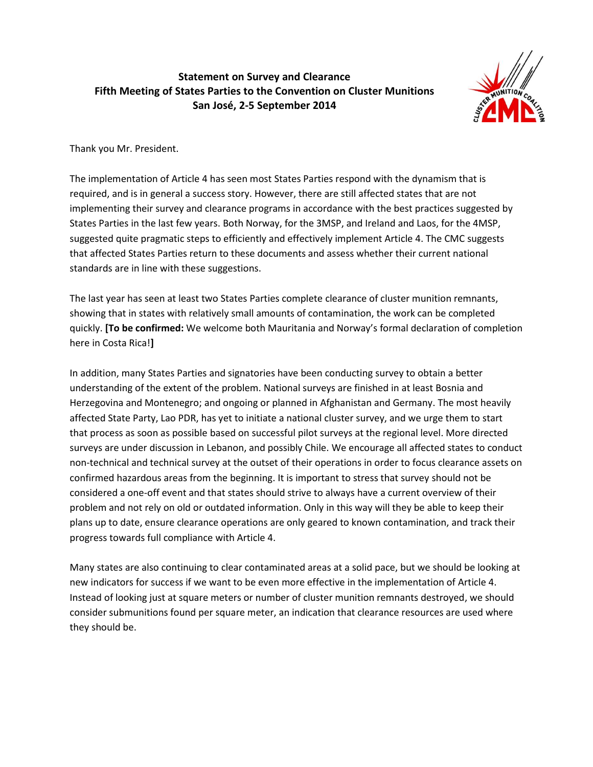**Statement on Survey and Clearance**
**Fifth Meeting of States Parties to the Convention on Cluster Munitions**
**San José, 2-5 September 2014**

Thank you Mr. President.

The implementation of Article 4 has seen most States Parties respond with the dynamism that is required, and is in general a success story. However, there are still affected states that are not implementing their survey and clearance programs in accordance with the best practices suggested by States Parties in the last few years. Both Norway, for the 3MSP, and Ireland and Laos, for the 4MSP, suggested quite pragmatic steps to efficiently and effectively implement Article 4. The CMC suggests that affected States Parties return to these documents and assess whether their current national standards are in line with these suggestions.

The last year has seen at least two States Parties complete clearance of cluster munition remnants, showing that in states with relatively small amounts of contamination, the work can be completed quickly. **[To be confirmed:** We welcome both Mauritania and Norway's formal declaration of completion here in Costa Rica!**]**

In addition, many States Parties and signatories have been conducting survey to obtain a better understanding of the extent of the problem. National surveys are finished in at least Bosnia and Herzegovina and Montenegro; and ongoing or planned in Afghanistan and Germany. The most heavily affected State Party, Lao PDR, has yet to initiate a national cluster survey, and we urge them to start that process as soon as possible based on successful pilot surveys at the regional level. More directed surveys are under discussion in Lebanon, and possibly Chile. We encourage all affected states to conduct non-technical and technical survey at the outset of their operations in order to focus clearance assets on confirmed hazardous areas from the beginning. It is important to stress that survey should not be considered a one-off event and that states should strive to always have a current overview of their problem and not rely on old or outdated information. Only in this way will they be able to keep their plans up to date, ensure clearance operations are only geared to known contamination, and track their progress towards full compliance with Article 4.

Many states are also continuing to clear contaminated areas at a solid pace, but we should be looking at new indicators for success if we want to be even more effective in the implementation of Article 4. Instead of looking just at square meters or number of cluster munition remnants destroyed, we should consider submunitions found per square meter, an indication that clearance resources are used where they should be.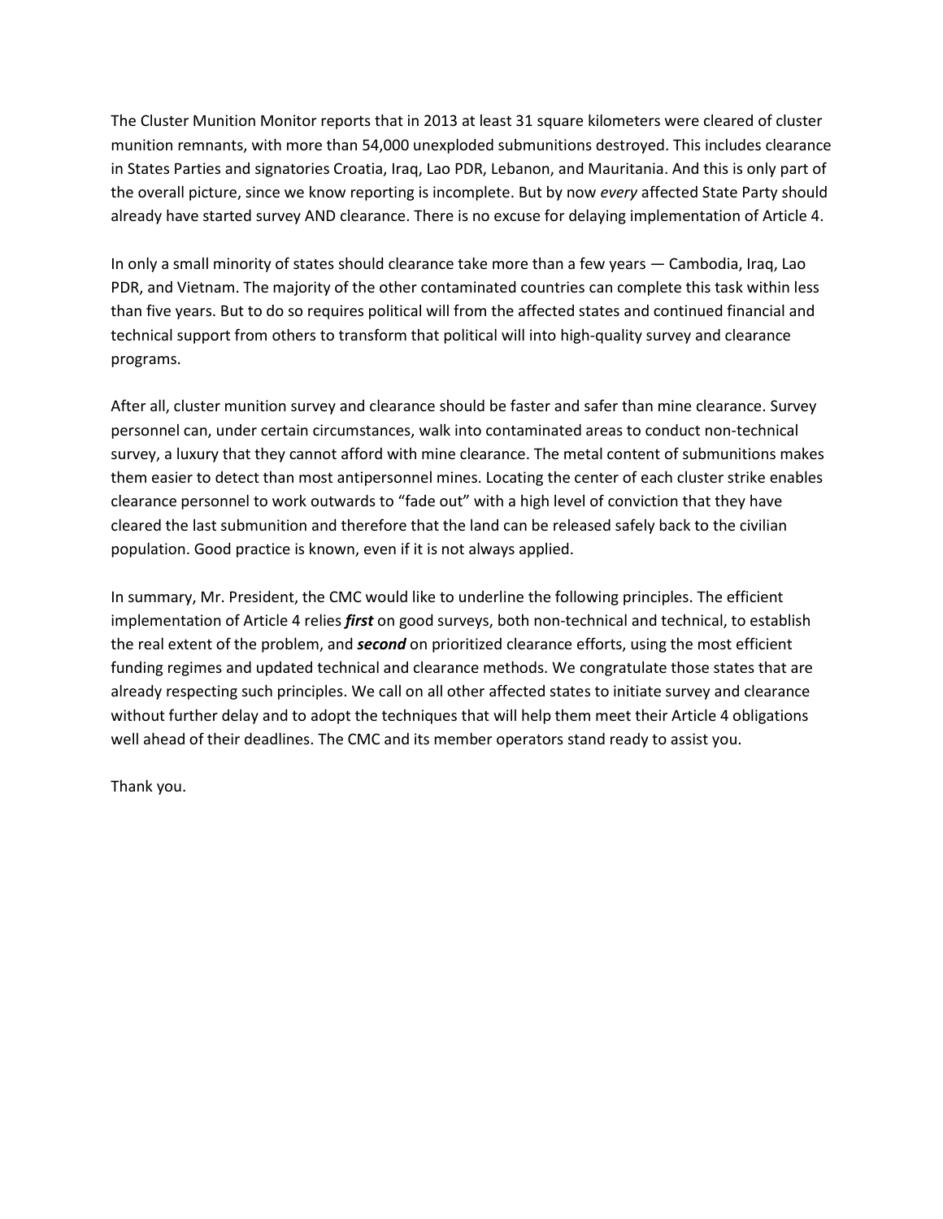The Cluster Munition Monitor reports that in 2013 at least 31 square kilometers were cleared of cluster munition remnants, with more than 54,000 unexploded submunitions destroyed. This includes clearance in States Parties and signatories Croatia, Iraq, Lao PDR, Lebanon, and Mauritania. And this is only part of the overall picture, since we know reporting is incomplete. But by now *every* affected State Party should already have started survey AND clearance. There is no excuse for delaying implementation of Article 4.

In only a small minority of states should clearance take more than a few years — Cambodia, Iraq, Lao PDR, and Vietnam. The majority of the other contaminated countries can complete this task within less than five years. But to do so requires political will from the affected states and continued financial and technical support from others to transform that political will into high-quality survey and clearance programs.

After all, cluster munition survey and clearance should be faster and safer than mine clearance. Survey personnel can, under certain circumstances, walk into contaminated areas to conduct non-technical survey, a luxury that they cannot afford with mine clearance. The metal content of submunitions makes them easier to detect than most antipersonnel mines. Locating the center of each cluster strike enables clearance personnel to work outwards to "fade out" with a high level of conviction that they have cleared the last submunition and therefore that the land can be released safely back to the civilian population. Good practice is known, even if it is not always applied.

In summary, Mr. President, the CMC would like to underline the following principles. The efficient implementation of Article 4 relies ***first*** on good surveys, both non-technical and technical, to establish the real extent of the problem, and ***second*** on prioritized clearance efforts, using the most efficient funding regimes and updated technical and clearance methods. We congratulate those states that are already respecting such principles. We call on all other affected states to initiate survey and clearance without further delay and to adopt the techniques that will help them meet their Article 4 obligations well ahead of their deadlines. The CMC and its member operators stand ready to assist you.

Thank you.